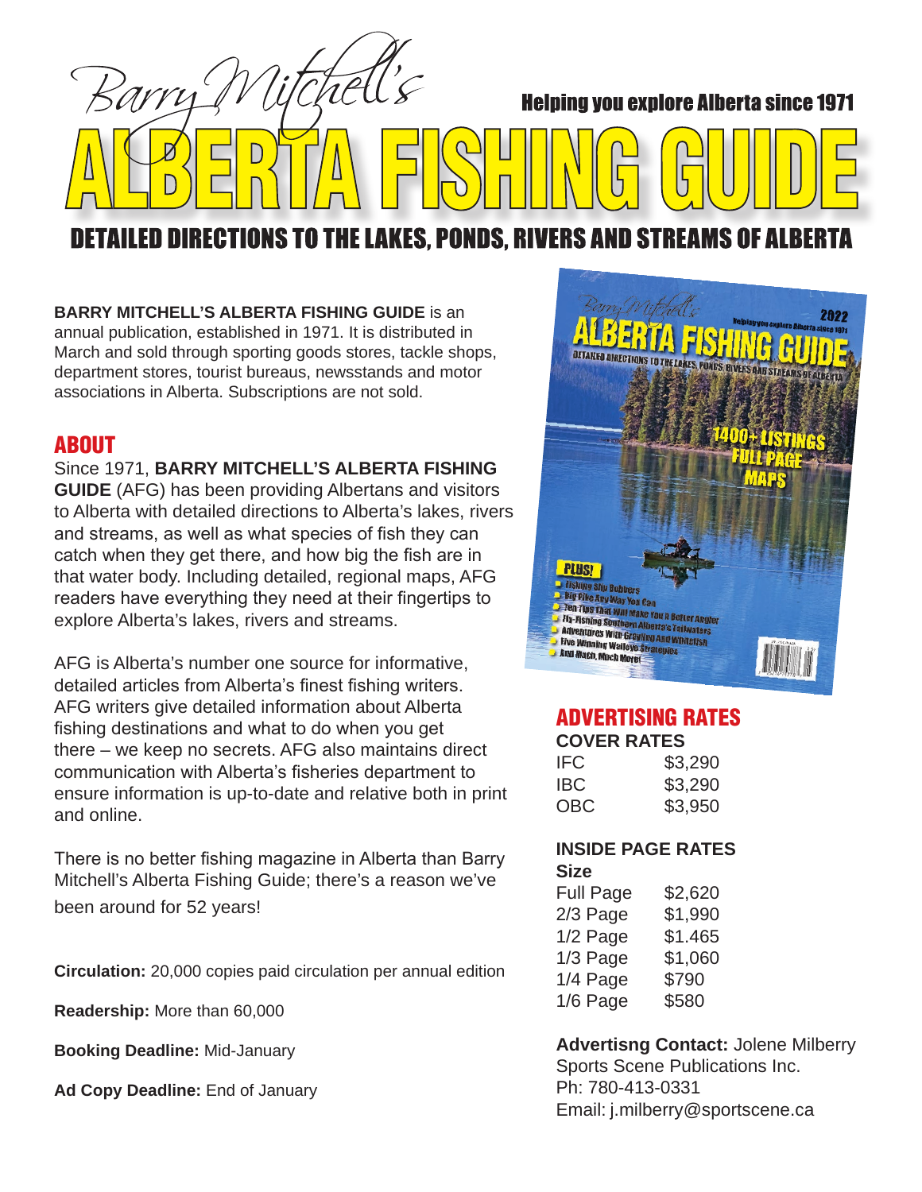# Barry Mitchell's ALBERTA FISHING GUIDE

Helping you explore Alberta since 1971

## DETAILED DIRECTIONS TO THE LAKES, PONDS, RIVERS AND STREAMS OF ALBERTA

**BARRY MITCHELL'S ALBERTA FISHING GUIDE** is an annual publication, established in 1971. It is distributed in March and sold through sporting goods stores, tackle shops, department stores, tourist bureaus, newsstands and motor associations in Alberta. Subscriptions are not sold.

## ABOUT

Since 1971, **BARRY MITCHELL'S ALBERTA FISHING GUIDE** (AFG) has been providing Albertans and visitors to Alberta with detailed directions to Alberta's lakes, rivers and streams, as well as what species of fish they can catch when they get there, and how big the fish are in that water body. Including detailed, regional maps, AFG readers have everything they need at their fingertips to explore Alberta's lakes, rivers and streams.

AFG is Alberta's number one source for informative, detailed articles from Alberta's finest fishing writers. AFG writers give detailed information about Alberta fishing destinations and what to do when you get there – we keep no secrets. AFG also maintains direct communication with Alberta's fisheries department to ensure information is up-to-date and relative both in print and online.

There is no better fishing magazine in Alberta than Barry Mitchell's Alberta Fishing Guide; there's a reason we've been around for 52 years!

**Circulation:** 20,000 copies paid circulation per annual edition

**Readership:** More than 60,000

**Booking Deadline:** Mid-January

**Ad Copy Deadline:** End of January

## ADVERTISING RATES

**COVER RATES**

| | |
|---|---|
| IFC | $3,290 |
| IBC | $3,290 |
| OBC | $3,950 |

**INSIDE PAGE RATES**

| Size | |
|---|---|
| Full Page | $2,620 |
| 2/3 Page | $1,990 |
| 1/2 Page | $1.465 |
| 1/3 Page | $1,060 |
| 1/4 Page | $790 |
| 1/6 Page | $580 |

**Advertisng Contact:** Jolene Milberry
Sports Scene Publications Inc.
Ph: 780-413-0331
Email: j.milberry@sportscene.ca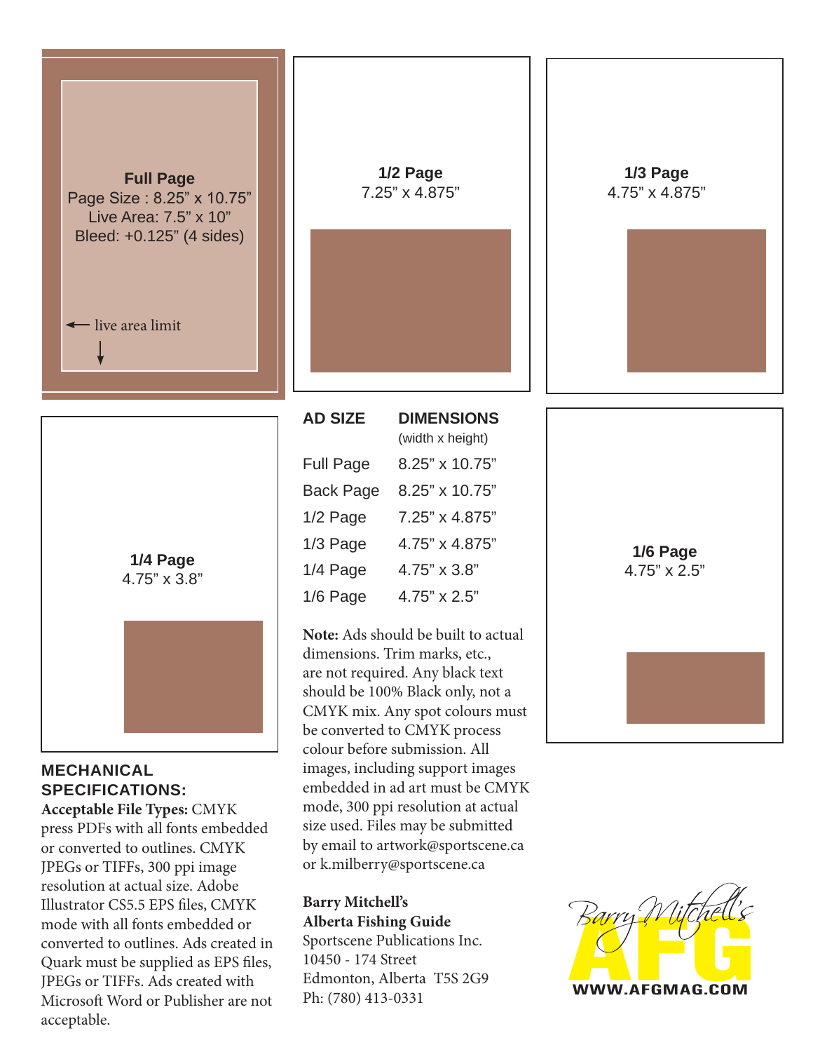**Full Page**
Page Size : 8.25" x 10.75"
Live Area: 7.5" x 10"
Bleed: +0.125" (4 sides)

live area limit

**1/2 Page**
7.25" x 4.875"

**1/3 Page**
4.75" x 4.875"

**1/4 Page**
4.75" x 3.8"

**1/6 Page**
4.75" x 2.5"

| AD SIZE | DIMENSIONS (width x height) |
|---|---|
| Full Page | 8.25" x 10.75" |
| Back Page | 8.25" x 10.75" |
| 1/2 Page | 7.25" x 4.875" |
| 1/3 Page | 4.75" x 4.875" |
| 1/4 Page | 4.75" x 3.8" |
| 1/6 Page | 4.75" x 2.5" |

**Note:** Ads should be built to actual dimensions. Trim marks, etc., are not required. Any black text should be 100% Black only, not a CMYK mix. Any spot colours must be converted to CMYK process colour before submission. All images, including support images embedded in ad art must be CMYK mode, 300 ppi resolution at actual size used. Files may be submitted by email to artwork@sportscene.ca or k.milberry@sportscene.ca

## MECHANICAL SPECIFICATIONS:

**Acceptable File Types:** CMYK press PDFs with all fonts embedded or converted to outlines. CMYK JPEGs or TIFFs, 300 ppi image resolution at actual size. Adobe Illustrator CS5.5 EPS files, CMYK mode with all fonts embedded or converted to outlines. Ads created in Quark must be supplied as EPS files, JPEGs or TIFFs. Ads created with Microsoft Word or Publisher are not acceptable.

**Barry Mitchell's**
**Alberta Fishing Guide**
Sportscene Publications Inc.
10450 - 174 Street
Edmonton, Alberta T5S 2G9
Ph: (780) 413-0331

Barry Mitchell's AFG
WWW.AFGMAG.COM